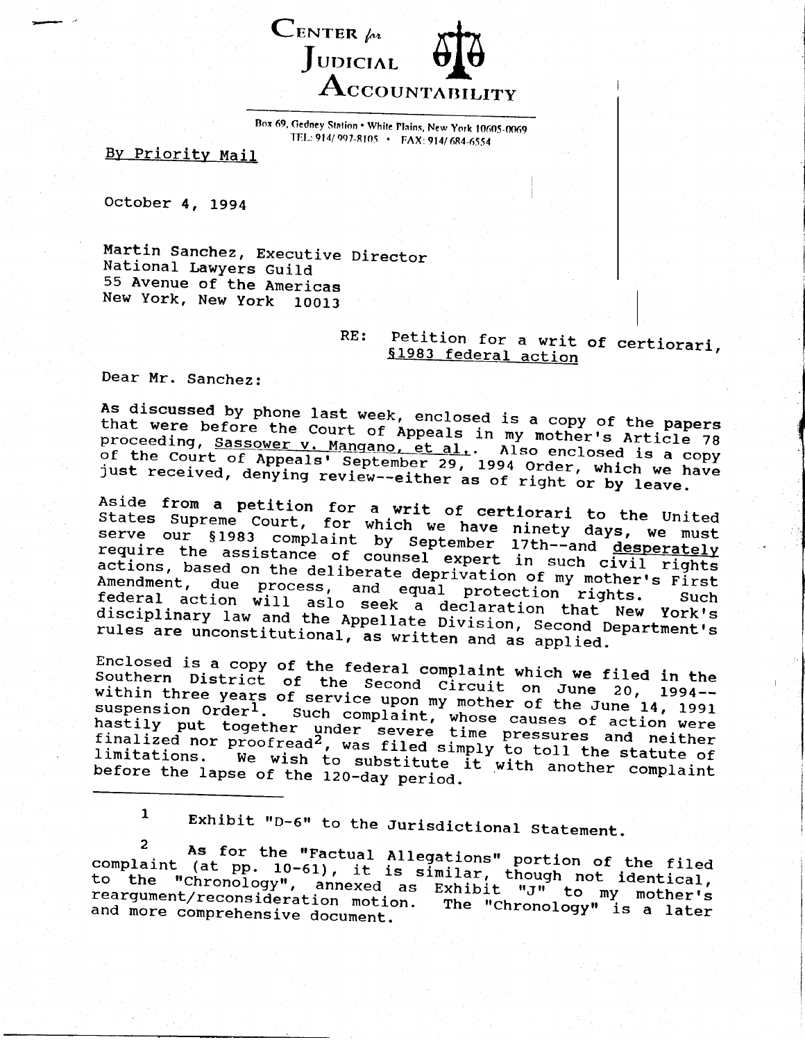# CENTER *for* JUDICIAL ACCOUNTABILITY

Box 69, Gedney Station • White Plains, New York 10605-0069
TEL: 914/ 997-8105 • FAX: 914/ 684-6554

By Priority Mail

October 4, 1994

Martin Sanchez, Executive Director
National Lawyers Guild
55 Avenue of the Americas
New York, New York 10013

RE: Petition for a writ of certiorari,
§1983 federal action

Dear Mr. Sanchez:

As discussed by phone last week, enclosed is a copy of the papers that were before the Court of Appeals in my mother's Article 78 proceeding, Sassower v. Mangano, et al.. Also enclosed is a copy of the Court of Appeals' September 29, 1994 Order, which we have just received, denying review--either as of right or by leave.

Aside from a petition for a writ of certiorari to the United States Supreme Court, for which we have ninety days, we must serve our §1983 complaint by September 17th--and desperately require the assistance of counsel expert in such civil rights actions, based on the deliberate deprivation of my mother's First Amendment, due process, and equal protection rights. Such federal action will aslo seek a declaration that New York's disciplinary law and the Appellate Division, Second Department's rules are unconstitutional, as written and as applied.

Enclosed is a copy of the federal complaint which we filed in the Southern District of the Second Circuit on June 20, 1994--within three years of service upon my mother of the June 14, 1991 suspension Order[1]. Such complaint, whose causes of action were hastily put together under severe time pressures and neither finalized nor proofread[2], was filed simply to toll the statute of limitations. We wish to substitute it with another complaint before the lapse of the 120-day period.

---

[1] Exhibit "D-6" to the Jurisdictional Statement.

[2] As for the "Factual Allegations" portion of the filed complaint (at pp. 10-61), it is similar, though not identical, to the "Chronology", annexed as Exhibit "J" to my mother's reargument/reconsideration motion. The "Chronology" is a later and more comprehensive document.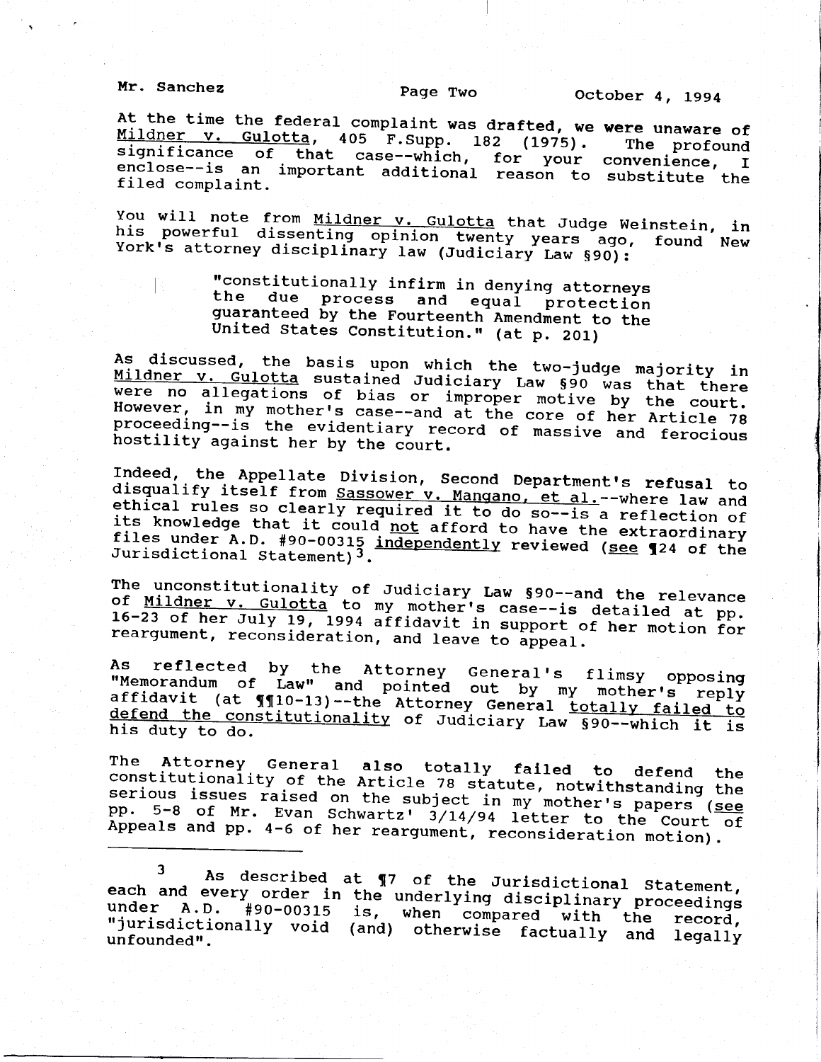At the time the federal complaint was drafted, we were unaware of Mildner v. Gulotta, 405 F.Supp. 182 (1975). The profound significance of that case--which, for your convenience, I enclose--is an important additional reason to substitute the filed complaint.

You will note from Mildner v. Gulotta that Judge Weinstein, in his powerful dissenting opinion twenty years ago, found New York's attorney disciplinary law (Judiciary Law §90):

> "constitutionally infirm in denying attorneys the due process and equal protection guaranteed by the Fourteenth Amendment to the United States Constitution." (at p. 201)

As discussed, the basis upon which the two-judge majority in Mildner v. Gulotta sustained Judiciary Law §90 was that there were no allegations of bias or improper motive by the court. However, in my mother's case--and at the core of her Article 78 proceeding--is the evidentiary record of massive and ferocious hostility against her by the court.

Indeed, the Appellate Division, Second Department's **refusal** to disqualify itself from Sassower v. Mangano, et al.--where law and ethical rules so clearly required it to do so--is a reflection of its knowledge that it could not afford to have the extraordinary files under A.D. #90-00315 independently reviewed (see ¶24 of the Jurisdictional Statement)[3].

The unconstitutionality of Judiciary Law §90--and the relevance of Mildner v. Gulotta to my mother's case--is detailed at pp. 16-23 of her July 19, 1994 affidavit in support of her motion for reargument, reconsideration, and leave to appeal.

As reflected by the Attorney General's flimsy opposing "Memorandum of Law" and pointed out by my mother's reply affidavit (at ¶¶10-13)--the Attorney General totally failed to defend the constitutionality of Judiciary Law §90--which it is his duty to do.

The Attorney General also totally failed to defend the constitutionality of the Article 78 statute, notwithstanding the serious issues raised on the subject in my mother's papers (see pp. 5-8 of Mr. Evan Schwartz' 3/14/94 letter to the Court of Appeals and pp. 4-6 of her reargument, reconsideration motion).

---

[3] As described at ¶7 of the Jurisdictional Statement, each and every order in the underlying disciplinary proceedings under A.D. #90-00315 is, when compared with the record, "jurisdictionally void (and) otherwise factually and legally unfounded".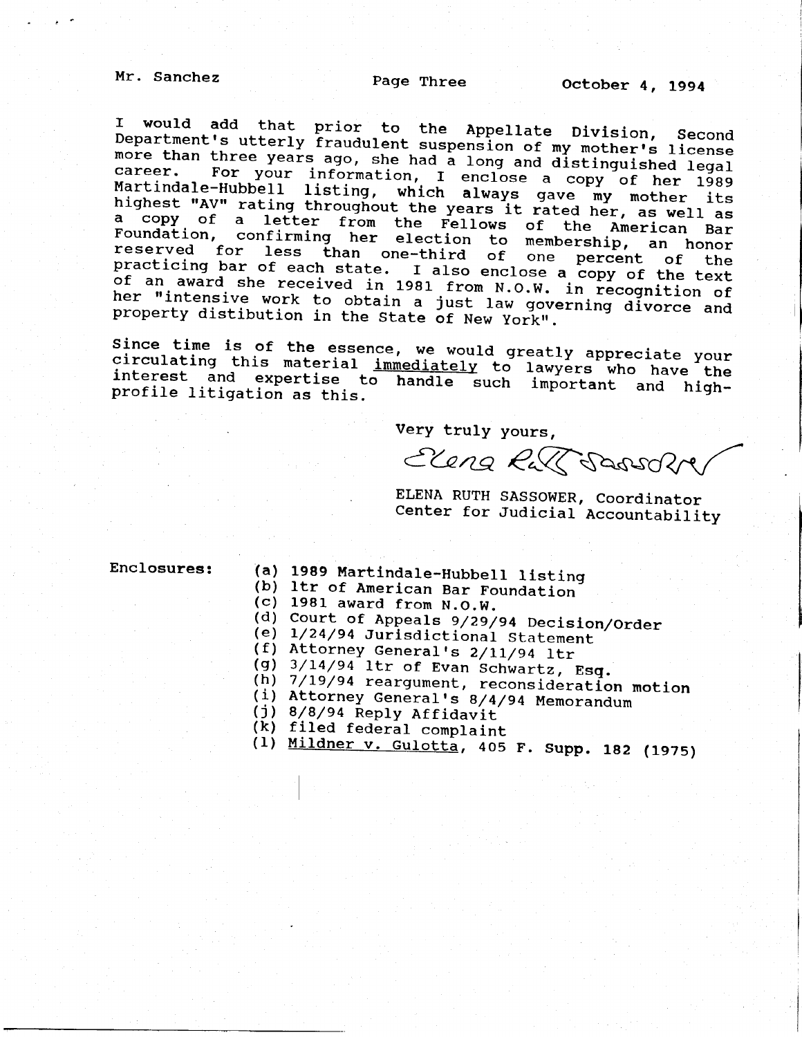I would add that prior to the Appellate Division, Second Department's utterly fraudulent suspension of my mother's license more than three years ago, she had a long and distinguished legal career. For your information, I enclose a copy of her 1989 Martindale-Hubbell listing, which always gave my mother its highest "AV" rating throughout the years it rated her, as well as a copy of a letter from the Fellows of the American Bar Foundation, confirming her election to membership, an honor reserved for less than one-third of one percent of the practicing bar of each state. I also enclose a copy of the text of an award she received in 1981 from N.O.W. in recognition of her "intensive work to obtain a just law governing divorce and property distibution in the State of New York".

Since time is of the essence, we would greatly appreciate your circulating this material _immediately_ to lawyers who have the interest and expertise to handle such important and high-profile litigation as this.

Very truly yours,

Elena Ruth Sassower

ELENA RUTH SASSOWER, Coordinator
Center for Judicial Accountability

**Enclosures:**

(a) 1989 Martindale-Hubbell listing
(b) ltr of American Bar Foundation
(c) 1981 award from N.O.W.
(d) Court of Appeals 9/29/94 Decision/Order
(e) 1/24/94 Jurisdictional Statement
(f) Attorney General's 2/11/94 ltr
(g) 3/14/94 ltr of Evan Schwartz, Esq.
(h) 7/19/94 reargument, reconsideration motion
(i) Attorney General's 8/4/94 Memorandum
(j) 8/8/94 Reply Affidavit
(k) filed federal complaint
(l) _Mildner v. Gulotta_, 405 F. Supp. 182 (1975)